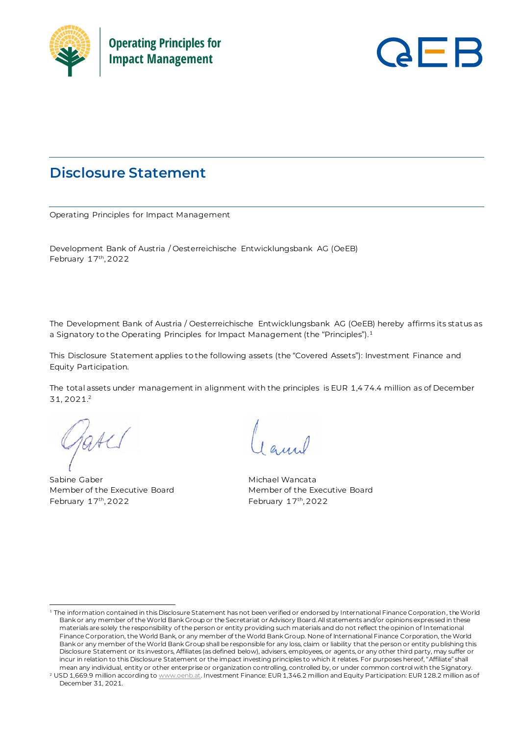Operating Principles for Impact Management

# Disclosure Statement

Operating Principles for Impact Management

Development Bank of Austria / Oesterreichische Entwicklungsbank AG (OeEB)
February 17th, 2022

The Development Bank of Austria / Oesterreichische Entwicklungsbank AG (OeEB) hereby affirms its status as a Signatory to the Operating Principles for Impact Management (the "Principles").[1]

This Disclosure Statement applies to the following assets (the "Covered Assets"): Investment Finance and Equity Participation.

The total assets under management in alignment with the principles is EUR 1,474.4 million as of December 31, 2021.[2]

Sabine Gaber
Member of the Executive Board
February 17th, 2022

Michael Wancata
Member of the Executive Board
February 17th, 2022

---

[1] The information contained in this Disclosure Statement has not been verified or endorsed by International Finance Corporation, the World Bank or any member of the World Bank Group or the Secretariat or Advisory Board. All statements and/or opinions expressed in these materials are solely the responsibility of the person or entity providing such materials and do not reflect the opinion of International Finance Corporation, the World Bank, or any member of the World Bank Group. None of International Finance Corporation, the World Bank or any member of the World Bank Group shall be responsible for any loss, claim or liability that the person or entity publishing this Disclosure Statement or its investors, Affiliates (as defined below), advisers, employees, or agents, or any other third party, may suffer or incur in relation to this Disclosure Statement or the impact investing principles to which it relates. For purposes hereof, "Affiliate" shall mean any individual, entity or other enterprise or organization controlling, controlled by, or under common control with the Signatory.

[2] USD 1,669.9 million according to www.oenb.at. Investment Finance: EUR 1,346.2 million and Equity Participation: EUR 128.2 million as of December 31, 2021.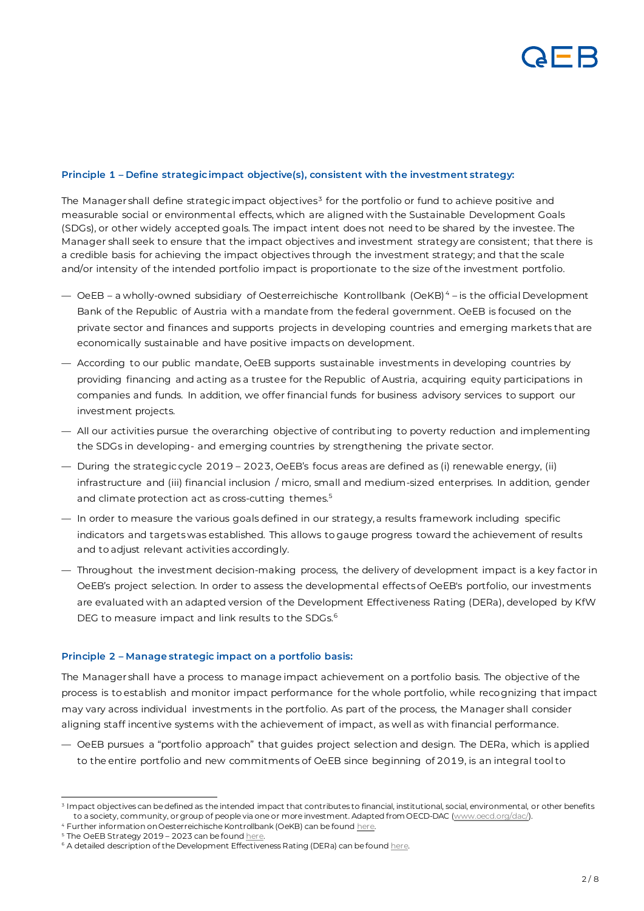### Principle 1 – Define strategic impact objective(s), consistent with the investment strategy:

The Manager shall define strategic impact objectives[3] for the portfolio or fund to achieve positive and measurable social or environmental effects, which are aligned with the Sustainable Development Goals (SDGs), or other widely accepted goals. The impact intent does not need to be shared by the investee. The Manager shall seek to ensure that the impact objectives and investment strategy are consistent; that there is a credible basis for achieving the impact objectives through the investment strategy; and that the scale and/or intensity of the intended portfolio impact is proportionate to the size of the investment portfolio.

- OeEB – a wholly-owned subsidiary of Oesterreichische Kontrollbank (OeKB)[4] – is the official Development Bank of the Republic of Austria with a mandate from the federal government. OeEB is focused on the private sector and finances and supports projects in developing countries and emerging markets that are economically sustainable and have positive impacts on development.
- According to our public mandate, OeEB supports sustainable investments in developing countries by providing financing and acting as a trustee for the Republic of Austria, acquiring equity participations in companies and funds. In addition, we offer financial funds for business advisory services to support our investment projects.
- All our activities pursue the overarching objective of contributing to poverty reduction and implementing the SDGs in developing- and emerging countries by strengthening the private sector.
- During the strategic cycle 2019 – 2023, OeEB's focus areas are defined as (i) renewable energy, (ii) infrastructure and (iii) financial inclusion / micro, small and medium-sized enterprises. In addition, gender and climate protection act as cross-cutting themes.[5]
- In order to measure the various goals defined in our strategy, a results framework including specific indicators and targets was established. This allows to gauge progress toward the achievement of results and to adjust relevant activities accordingly.
- Throughout the investment decision-making process, the delivery of development impact is a key factor in OeEB's project selection. In order to assess the developmental effects of OeEB's portfolio, our investments are evaluated with an adapted version of the Development Effectiveness Rating (DERa), developed by KfW DEG to measure impact and link results to the SDGs.[6]

### Principle 2 – Manage strategic impact on a portfolio basis:

The Manager shall have a process to manage impact achievement on a portfolio basis. The objective of the process is to establish and monitor impact performance for the whole portfolio, while recognizing that impact may vary across individual investments in the portfolio. As part of the process, the Manager shall consider aligning staff incentive systems with the achievement of impact, as well as with financial performance.

- OeEB pursues a "portfolio approach" that guides project selection and design. The DERa, which is applied to the entire portfolio and new commitments of OeEB since beginning of 2019, is an integral tool to

---

[3] Impact objectives can be defined as the intended impact that contributes to financial, institutional, social, environmental, or other benefits to a society, community, or group of people via one or more investment. Adapted from OECD-DAC (www.oecd.org/dac/).

[4] Further information on Oesterreichische Kontrollbank (OeKB) can be found here.

[5] The OeEB Strategy 2019 – 2023 can be found here.

[6] A detailed description of the Development Effectiveness Rating (DERa) can be found here.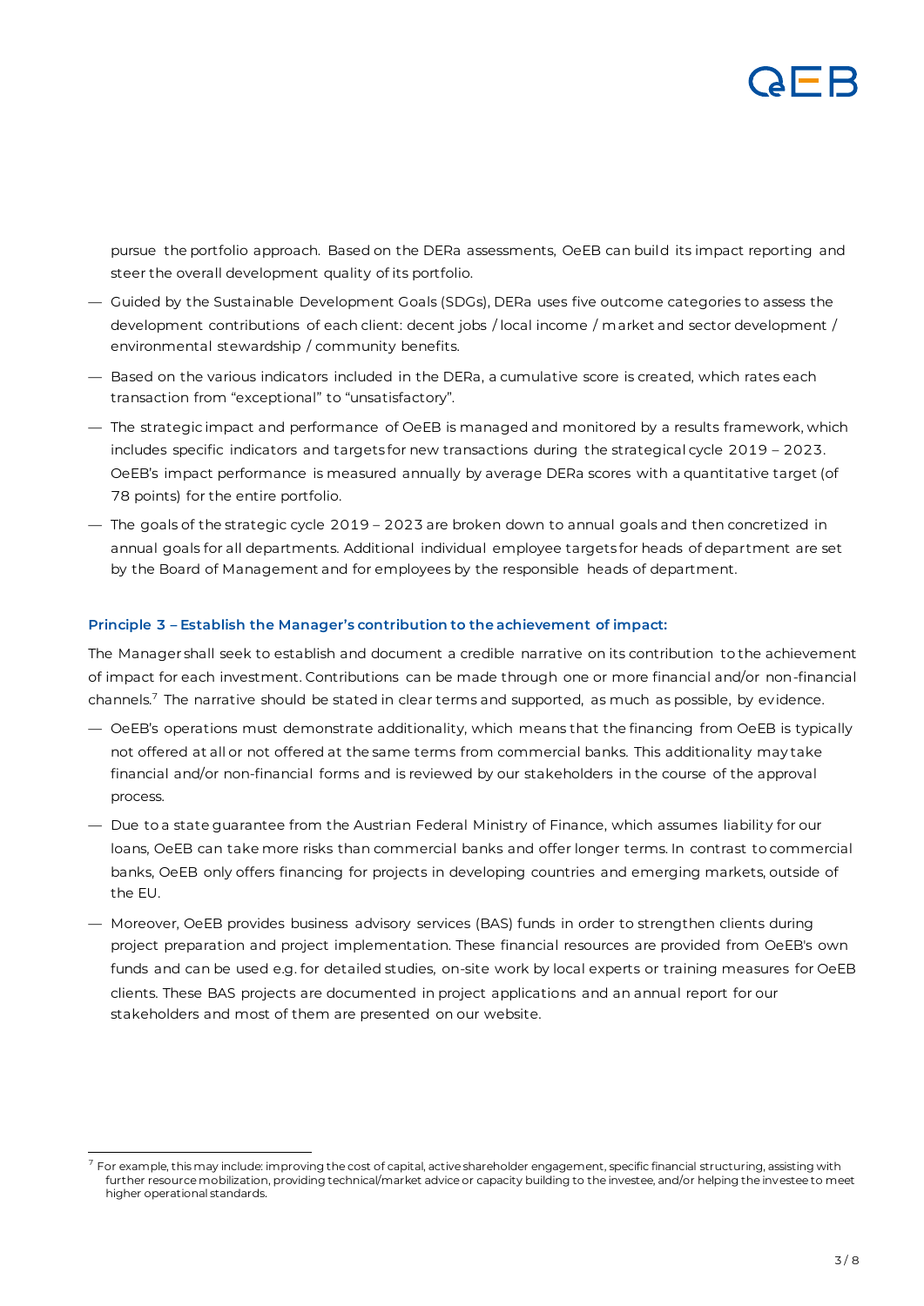pursue the portfolio approach. Based on the DERa assessments, OeEB can build its impact reporting and steer the overall development quality of its portfolio.

- Guided by the Sustainable Development Goals (SDGs), DERa uses five outcome categories to assess the development contributions of each client: decent jobs / local income / market and sector development / environmental stewardship / community benefits.
- Based on the various indicators included in the DERa, a cumulative score is created, which rates each transaction from "exceptional" to "unsatisfactory".
- The strategic impact and performance of OeEB is managed and monitored by a results framework, which includes specific indicators and targets for new transactions during the strategical cycle 2019 – 2023. OeEB's impact performance is measured annually by average DERa scores with a quantitative target (of 78 points) for the entire portfolio.
- The goals of the strategic cycle 2019 – 2023 are broken down to annual goals and then concretized in annual goals for all departments. Additional individual employee targets for heads of department are set by the Board of Management and for employees by the responsible heads of department.

### Principle 3 – Establish the Manager's contribution to the achievement of impact:

The Manager shall seek to establish and document a credible narrative on its contribution to the achievement of impact for each investment. Contributions can be made through one or more financial and/or non-financial channels.[7] The narrative should be stated in clear terms and supported, as much as possible, by evidence.

- OeEB's operations must demonstrate additionality, which means that the financing from OeEB is typically not offered at all or not offered at the same terms from commercial banks. This additionality may take financial and/or non-financial forms and is reviewed by our stakeholders in the course of the approval process.
- Due to a state guarantee from the Austrian Federal Ministry of Finance, which assumes liability for our loans, OeEB can take more risks than commercial banks and offer longer terms. In contrast to commercial banks, OeEB only offers financing for projects in developing countries and emerging markets, outside of the EU.
- Moreover, OeEB provides business advisory services (BAS) funds in order to strengthen clients during project preparation and project implementation. These financial resources are provided from OeEB's own funds and can be used e.g. for detailed studies, on-site work by local experts or training measures for OeEB clients. These BAS projects are documented in project applications and an annual report for our stakeholders and most of them are presented on our website.

[7] For example, this may include: improving the cost of capital, active shareholder engagement, specific financial structuring, assisting with further resource mobilization, providing technical/market advice or capacity building to the investee, and/or helping the investee to meet higher operational standards.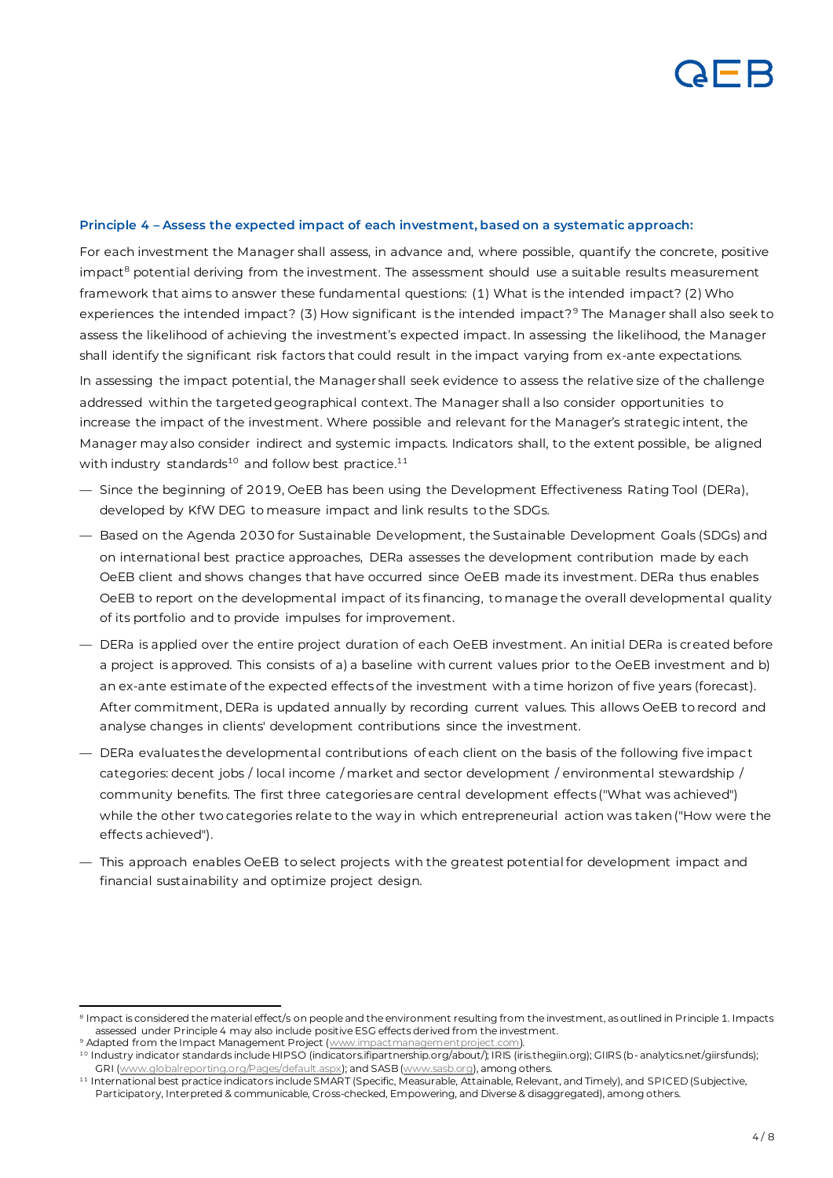**Principle 4 – Assess the expected impact of each investment, based on a systematic approach:**

For each investment the Manager shall assess, in advance and, where possible, quantify the concrete, positive impact[8] potential deriving from the investment. The assessment should use a suitable results measurement framework that aims to answer these fundamental questions: (1) What is the intended impact? (2) Who experiences the intended impact? (3) How significant is the intended impact?[9] The Manager shall also seek to assess the likelihood of achieving the investment's expected impact. In assessing the likelihood, the Manager shall identify the significant risk factors that could result in the impact varying from ex-ante expectations.

In assessing the impact potential, the Manager shall seek evidence to assess the relative size of the challenge addressed within the targeted geographical context. The Manager shall also consider opportunities to increase the impact of the investment. Where possible and relevant for the Manager's strategic intent, the Manager may also consider indirect and systemic impacts. Indicators shall, to the extent possible, be aligned with industry standards[10] and follow best practice.[11]

- Since the beginning of 2019, OeEB has been using the Development Effectiveness Rating Tool (DERa), developed by KfW DEG to measure impact and link results to the SDGs.
- Based on the Agenda 2030 for Sustainable Development, the Sustainable Development Goals (SDGs) and on international best practice approaches, DERa assesses the development contribution made by each OeEB client and shows changes that have occurred since OeEB made its investment. DERa thus enables OeEB to report on the developmental impact of its financing, to manage the overall developmental quality of its portfolio and to provide impulses for improvement.
- DERa is applied over the entire project duration of each OeEB investment. An initial DERa is created before a project is approved. This consists of a) a baseline with current values prior to the OeEB investment and b) an ex-ante estimate of the expected effects of the investment with a time horizon of five years (forecast). After commitment, DERa is updated annually by recording current values. This allows OeEB to record and analyse changes in clients' development contributions since the investment.
- DERa evaluates the developmental contributions of each client on the basis of the following five impact categories: decent jobs / local income / market and sector development / environmental stewardship / community benefits. The first three categories are central development effects ("What was achieved") while the other two categories relate to the way in which entrepreneurial action was taken ("How were the effects achieved").
- This approach enables OeEB to select projects with the greatest potential for development impact and financial sustainability and optimize project design.

---

[8] Impact is considered the material effect/s on people and the environment resulting from the investment, as outlined in Principle 1. Impacts assessed under Principle 4 may also include positive ESG effects derived from the investment.

[9] Adapted from the Impact Management Project (www.impactmanagementproject.com).

[10] Industry indicator standards include HIPSO (indicators.ifipartnership.org/about/); IRIS (iris.thegiin.org); GIIRS (b-analytics.net/giirsfunds); GRI (www.globalreporting.org/Pages/default.aspx); and SASB (www.sasb.org), among others.

[11] International best practice indicators include SMART (Specific, Measurable, Attainable, Relevant, and Timely), and SPICED (Subjective, Participatory, Interpreted & communicable, Cross-checked, Empowering, and Diverse & disaggregated), among others.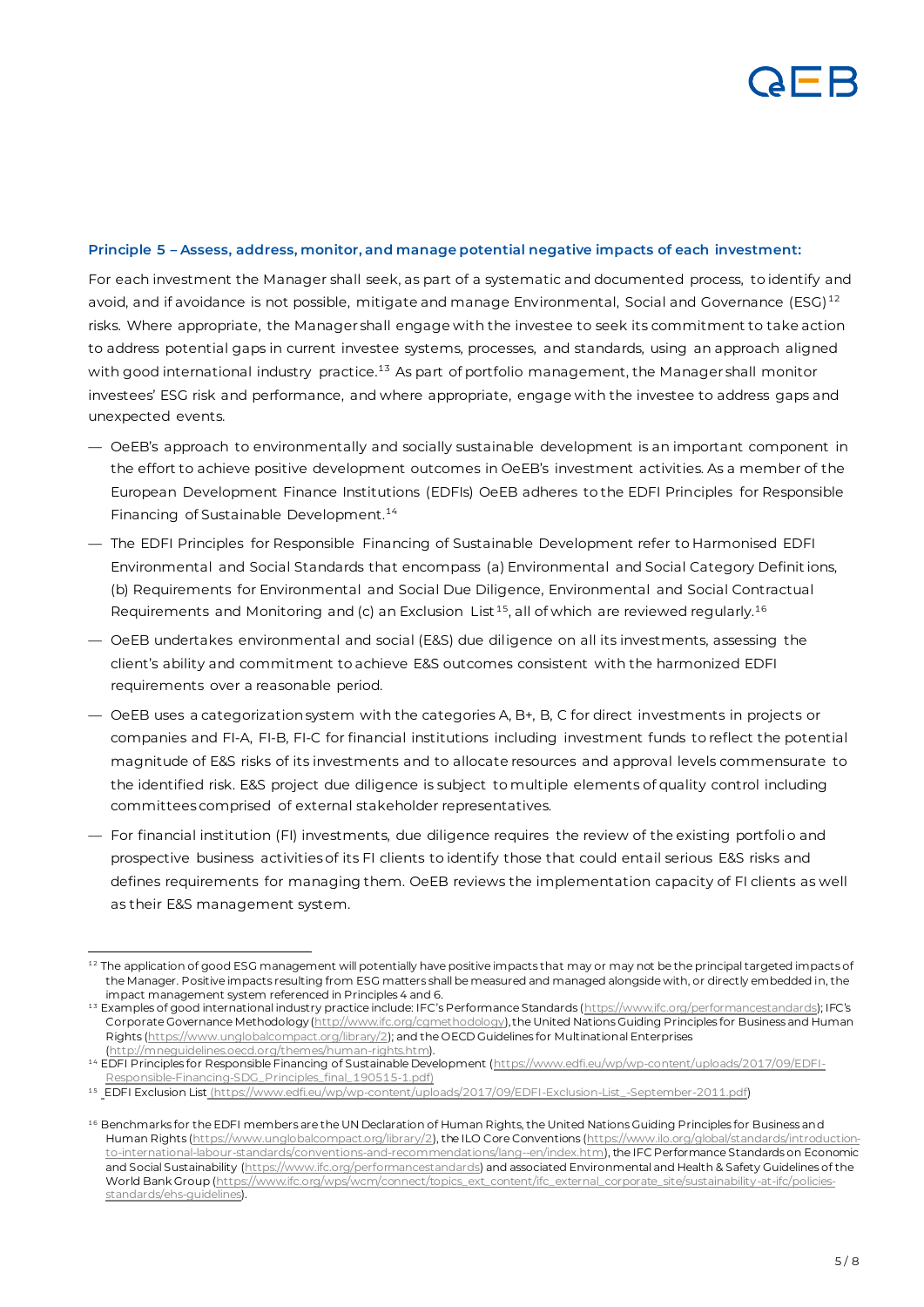**Principle 5 – Assess, address, monitor, and manage potential negative impacts of each investment:**

For each investment the Manager shall seek, as part of a systematic and documented process, to identify and avoid, and if avoidance is not possible, mitigate and manage Environmental, Social and Governance (ESG)[12] risks. Where appropriate, the Manager shall engage with the investee to seek its commitment to take action to address potential gaps in current investee systems, processes, and standards, using an approach aligned with good international industry practice.[13] As part of portfolio management, the Manager shall monitor investees' ESG risk and performance, and where appropriate, engage with the investee to address gaps and unexpected events.

- OeEB's approach to environmentally and socially sustainable development is an important component in the effort to achieve positive development outcomes in OeEB's investment activities. As a member of the European Development Finance Institutions (EDFIs) OeEB adheres to the EDFI Principles for Responsible Financing of Sustainable Development.[14]
- The EDFI Principles for Responsible Financing of Sustainable Development refer to Harmonised EDFI Environmental and Social Standards that encompass (a) Environmental and Social Category Definitions, (b) Requirements for Environmental and Social Due Diligence, Environmental and Social Contractual Requirements and Monitoring and (c) an Exclusion List[15], all of which are reviewed regularly.[16]
- OeEB undertakes environmental and social (E&S) due diligence on all its investments, assessing the client's ability and commitment to achieve E&S outcomes consistent with the harmonized EDFI requirements over a reasonable period.
- OeEB uses a categorization system with the categories A, B+, B, C for direct investments in projects or companies and FI-A, FI-B, FI-C for financial institutions including investment funds to reflect the potential magnitude of E&S risks of its investments and to allocate resources and approval levels commensurate to the identified risk. E&S project due diligence is subject to multiple elements of quality control including committees comprised of external stakeholder representatives.
- For financial institution (FI) investments, due diligence requires the review of the existing portfolio and prospective business activities of its FI clients to identify those that could entail serious E&S risks and defines requirements for managing them. OeEB reviews the implementation capacity of FI clients as well as their E&S management system.

---

[12] The application of good ESG management will potentially have positive impacts that may or may not be the principal targeted impacts of the Manager. Positive impacts resulting from ESG matters shall be measured and managed alongside with, or directly embedded in, the impact management system referenced in Principles 4 and 6.

[13] Examples of good international industry practice include: IFC's Performance Standards (https://www.ifc.org/performancestandards); IFC's Corporate Governance Methodology (http://www.ifc.org/cgmethodology), the United Nations Guiding Principles for Business and Human Rights (https://www.unglobalcompact.org/library/2); and the OECD Guidelines for Multinational Enterprises (http://mneguidelines.oecd.org/themes/human-rights.htm).

[14] EDFI Principles for Responsible Financing of Sustainable Development (https://www.edfi.eu/wp/wp-content/uploads/2017/09/EDFI-Responsible-Financing-SDG_Principles_final_190515-1.pdf)

[15] EDFI Exclusion List (https://www.edfi.eu/wp/wp-content/uploads/2017/09/EDFI-Exclusion-List_-September-2011.pdf)

[16] Benchmarks for the EDFI members are the UN Declaration of Human Rights, the United Nations Guiding Principles for Business and Human Rights (https://www.unglobalcompact.org/library/2), the ILO Core Conventions (https://www.ilo.org/global/standards/introduction-to-international-labour-standards/conventions-and-recommendations/lang--en/index.htm), the IFC Performance Standards on Economic and Social Sustainability (https://www.ifc.org/performancestandards) and associated Environmental and Health & Safety Guidelines of the World Bank Group (https://www.ifc.org/wps/wcm/connect/topics_ext_content/ifc_external_corporate_site/sustainability-at-ifc/policies-standards/ehs-guidelines).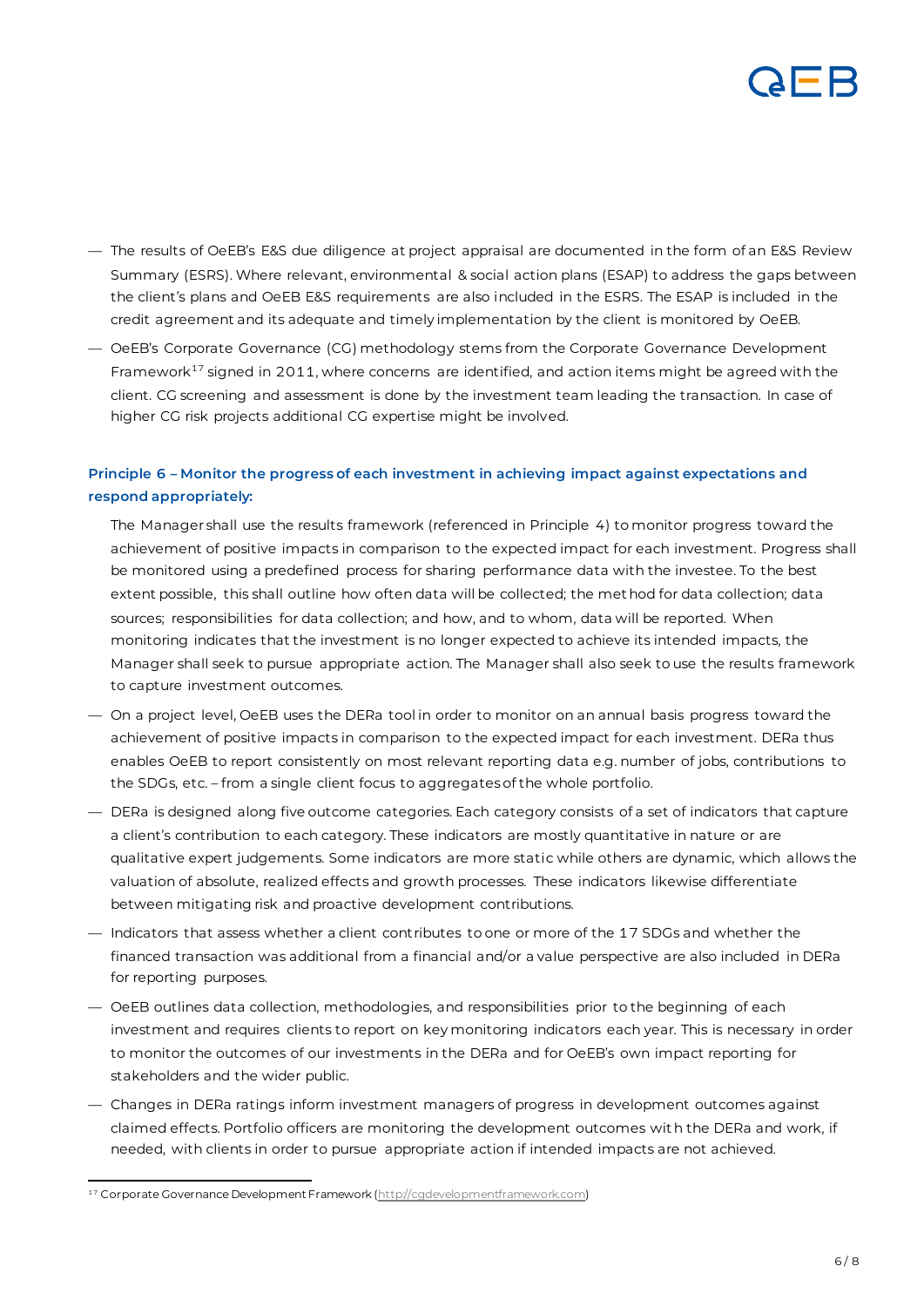- The results of OeEB's E&S due diligence at project appraisal are documented in the form of an E&S Review Summary (ESRS). Where relevant, environmental & social action plans (ESAP) to address the gaps between the client's plans and OeEB E&S requirements are also included in the ESRS. The ESAP is included in the credit agreement and its adequate and timely implementation by the client is monitored by OeEB.
- OeEB's Corporate Governance (CG) methodology stems from the Corporate Governance Development Framework[17] signed in 2011, where concerns are identified, and action items might be agreed with the client. CG screening and assessment is done by the investment team leading the transaction. In case of higher CG risk projects additional CG expertise might be involved.

### Principle 6 – Monitor the progress of each investment in achieving impact against expectations and respond appropriately:

The Manager shall use the results framework (referenced in Principle 4) to monitor progress toward the achievement of positive impacts in comparison to the expected impact for each investment. Progress shall be monitored using a predefined process for sharing performance data with the investee. To the best extent possible, this shall outline how often data will be collected; the method for data collection; data sources; responsibilities for data collection; and how, and to whom, data will be reported. When monitoring indicates that the investment is no longer expected to achieve its intended impacts, the Manager shall seek to pursue appropriate action. The Manager shall also seek to use the results framework to capture investment outcomes.

- On a project level, OeEB uses the DERa tool in order to monitor on an annual basis progress toward the achievement of positive impacts in comparison to the expected impact for each investment. DERa thus enables OeEB to report consistently on most relevant reporting data e.g. number of jobs, contributions to the SDGs, etc. – from a single client focus to aggregates of the whole portfolio.
- DERa is designed along five outcome categories. Each category consists of a set of indicators that capture a client's contribution to each category. These indicators are mostly quantitative in nature or are qualitative expert judgements. Some indicators are more static while others are dynamic, which allows the valuation of absolute, realized effects and growth processes. These indicators likewise differentiate between mitigating risk and proactive development contributions.
- Indicators that assess whether a client contributes to one or more of the 17 SDGs and whether the financed transaction was additional from a financial and/or a value perspective are also included in DERa for reporting purposes.
- OeEB outlines data collection, methodologies, and responsibilities prior to the beginning of each investment and requires clients to report on key monitoring indicators each year. This is necessary in order to monitor the outcomes of our investments in the DERa and for OeEB's own impact reporting for stakeholders and the wider public.
- Changes in DERa ratings inform investment managers of progress in development outcomes against claimed effects. Portfolio officers are monitoring the development outcomes with the DERa and work, if needed, with clients in order to pursue appropriate action if intended impacts are not achieved.

---

[17] Corporate Governance Development Framework (http://cgdevelopmentframework.com)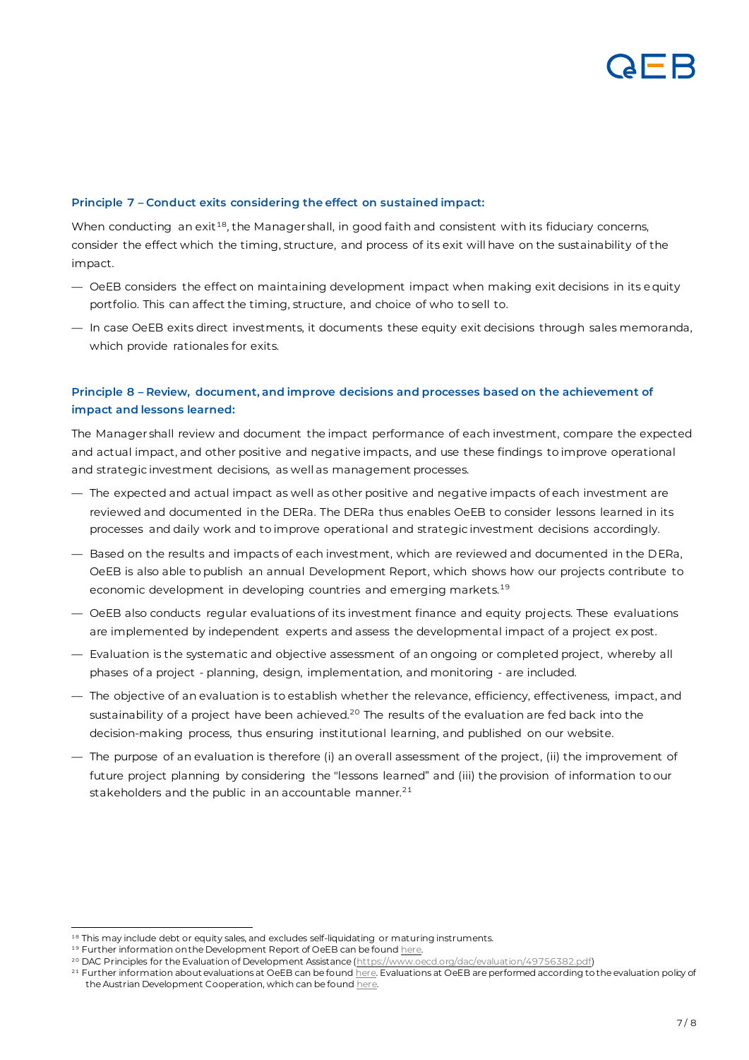**Principle 7 – Conduct exits considering the effect on sustained impact:**

When conducting an exit[18], the Manager shall, in good faith and consistent with its fiduciary concerns, consider the effect which the timing, structure, and process of its exit will have on the sustainability of the impact.

- OeEB considers the effect on maintaining development impact when making exit decisions in its equity portfolio. This can affect the timing, structure, and choice of who to sell to.
- In case OeEB exits direct investments, it documents these equity exit decisions through sales memoranda, which provide rationales for exits.

**Principle 8 – Review, document, and improve decisions and processes based on the achievement of impact and lessons learned:**

The Manager shall review and document the impact performance of each investment, compare the expected and actual impact, and other positive and negative impacts, and use these findings to improve operational and strategic investment decisions, as well as management processes.

- The expected and actual impact as well as other positive and negative impacts of each investment are reviewed and documented in the DERa. The DERa thus enables OeEB to consider lessons learned in its processes and daily work and to improve operational and strategic investment decisions accordingly.
- Based on the results and impacts of each investment, which are reviewed and documented in the DERa, OeEB is also able to publish an annual Development Report, which shows how our projects contribute to economic development in developing countries and emerging markets.[19]
- OeEB also conducts regular evaluations of its investment finance and equity projects. These evaluations are implemented by independent experts and assess the developmental impact of a project ex post.
- Evaluation is the systematic and objective assessment of an ongoing or completed project, whereby all phases of a project - planning, design, implementation, and monitoring - are included.
- The objective of an evaluation is to establish whether the relevance, efficiency, effectiveness, impact, and sustainability of a project have been achieved.[20] The results of the evaluation are fed back into the decision-making process, thus ensuring institutional learning, and published on our website.
- The purpose of an evaluation is therefore (i) an overall assessment of the project, (ii) the improvement of future project planning by considering the "lessons learned" and (iii) the provision of information to our stakeholders and the public in an accountable manner.[21]

---

[18] This may include debt or equity sales, and excludes self-liquidating or maturing instruments.

[19] Further information on the Development Report of OeEB can be found here.

[20] DAC Principles for the Evaluation of Development Assistance (https://www.oecd.org/dac/evaluation/49756382.pdf)

[21] Further information about evaluations at OeEB can be found here. Evaluations at OeEB are performed according to the evaluation policy of the Austrian Development Cooperation, which can be found here.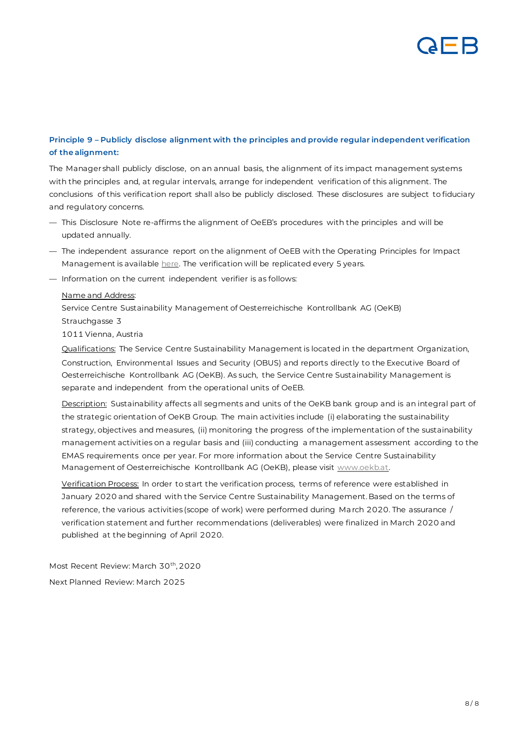**Principle 9 – Publicly disclose alignment with the principles and provide regular independent verification of the alignment:**

The Manager shall publicly disclose, on an annual basis, the alignment of its impact management systems with the principles and, at regular intervals, arrange for independent verification of this alignment. The conclusions of this verification report shall also be publicly disclosed. These disclosures are subject to fiduciary and regulatory concerns.

- This Disclosure Note re-affirms the alignment of OeEB's procedures with the principles and will be updated annually.
- The independent assurance report on the alignment of OeEB with the Operating Principles for Impact Management is available here. The verification will be replicated every 5 years.
- Information on the current independent verifier is as follows:

  Name and Address:
  Service Centre Sustainability Management of Oesterreichische Kontrollbank AG (OeKB)
  Strauchgasse 3
  1011 Vienna, Austria

  Qualifications: The Service Centre Sustainability Management is located in the department Organization, Construction, Environmental Issues and Security (OBUS) and reports directly to the Executive Board of Oesterreichische Kontrollbank AG (OeKB). As such, the Service Centre Sustainability Management is separate and independent from the operational units of OeEB.

  Description: Sustainability affects all segments and units of the OeKB bank group and is an integral part of the strategic orientation of OeKB Group. The main activities include (i) elaborating the sustainability strategy, objectives and measures, (ii) monitoring the progress of the implementation of the sustainability management activities on a regular basis and (iii) conducting a management assessment according to the EMAS requirements once per year. For more information about the Service Centre Sustainability Management of Oesterreichische Kontrollbank AG (OeKB), please visit www.oekb.at.

  Verification Process: In order to start the verification process, terms of reference were established in January 2020 and shared with the Service Centre Sustainability Management. Based on the terms of reference, the various activities (scope of work) were performed during March 2020. The assurance / verification statement and further recommendations (deliverables) were finalized in March 2020 and published at the beginning of April 2020.

Most Recent Review: March 30th, 2020

Next Planned Review: March 2025